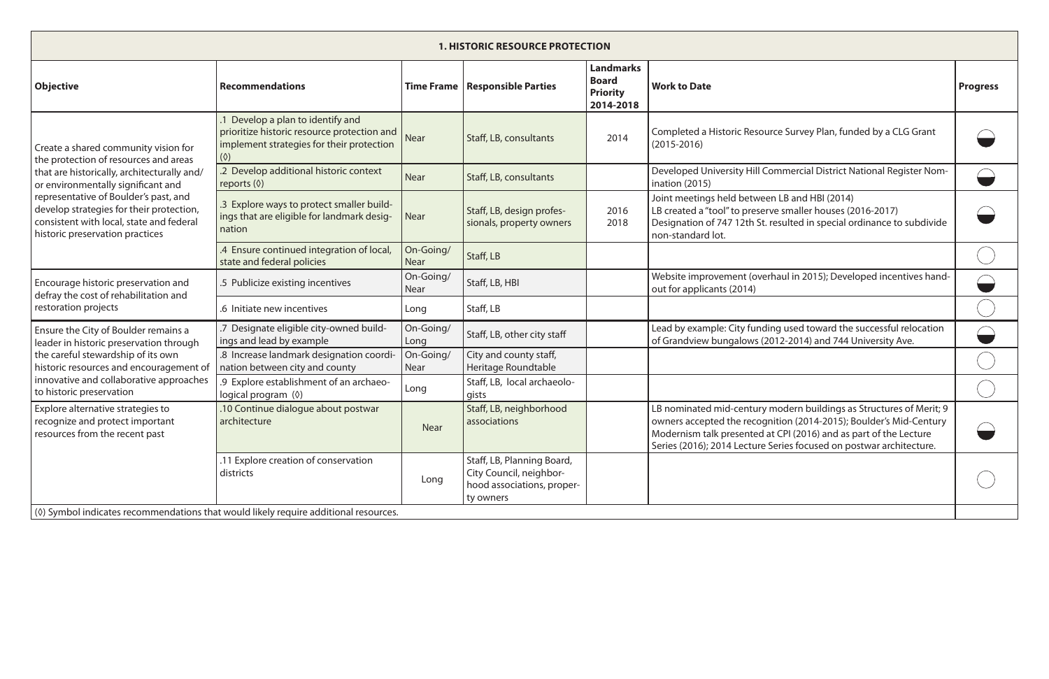## 1. HISTORIC RESOURCE PROTECTION

| Objective | Recommendations | Time Frame | Responsible Parties | Landmarks Board Priority 2014-2018 | Work to Date | Progress |
|---|---|---|---|---|---|---|
| Create a shared community vision for the protection of resources and areas that are historically, architecturally and/ or environmentally significant and representative of Boulder's past, and develop strategies for their protection, consistent with local, state and federal historic preservation practices | .1 Develop a plan to identify and prioritize historic resource protection and implement strategies for their protection (◊) | Near | Staff, LB, consultants | 2014 | Completed a Historic Resource Survey Plan, funded by a CLG Grant (2015-2016) | ◒ |
| | .2 Develop additional historic context reports (◊) | Near | Staff, LB, consultants | | Developed University Hill Commercial District National Register Nomination (2015) | ◒ |
| | .3 Explore ways to protect smaller buildings that are eligible for landmark designation | Near | Staff, LB, design professionals, property owners | 2016 2018 | Joint meetings held between LB and HBI (2014) LB created a "tool" to preserve smaller houses (2016-2017) Designation of 747 12th St. resulted in special ordinance to subdivide non-standard lot. | ◒ |
| | .4 Ensure continued integration of local, state and federal policies | On-Going/ Near | Staff, LB | | | ○ |
| Encourage historic preservation and defray the cost of rehabilitation and restoration projects | .5 Publicize existing incentives | On-Going/ Near | Staff, LB, HBI | | Website improvement (overhaul in 2015); Developed incentives handout for applicants (2014) | ◒ |
| | .6 Initiate new incentives | Long | Staff, LB | | | ○ |
| Ensure the City of Boulder remains a leader in historic preservation through the careful stewardship of its own historic resources and encouragement of innovative and collaborative approaches to historic preservation | .7 Designate eligible city-owned buildings and lead by example | On-Going/ Long | Staff, LB, other city staff | | Lead by example: City funding used toward the successful relocation of Grandview bungalows (2012-2014) and 744 University Ave. | ◒ |
| | .8 Increase landmark designation coordination between city and county | On-Going/ Near | City and county staff, Heritage Roundtable | | | ○ |
| | .9 Explore establishment of an archaeological program (◊) | Long | Staff, LB, local archaeologists | | | ○ |
| Explore alternative strategies to recognize and protect important resources from the recent past | .10 Continue dialogue about postwar architecture | Near | Staff, LB, neighborhood associations | | LB nominated mid-century modern buildings as Structures of Merit; 9 owners accepted the recognition (2014-2015); Boulder's Mid-Century Modernism talk presented at CPI (2016) and as part of the Lecture Series (2016); 2014 Lecture Series focused on postwar architecture. | ◒ |
| | .11 Explore creation of conservation districts | Long | Staff, LB, Planning Board, City Council, neighborhood associations, property owners | | | ○ |

(◊) Symbol indicates recommendations that would likely require additional resources.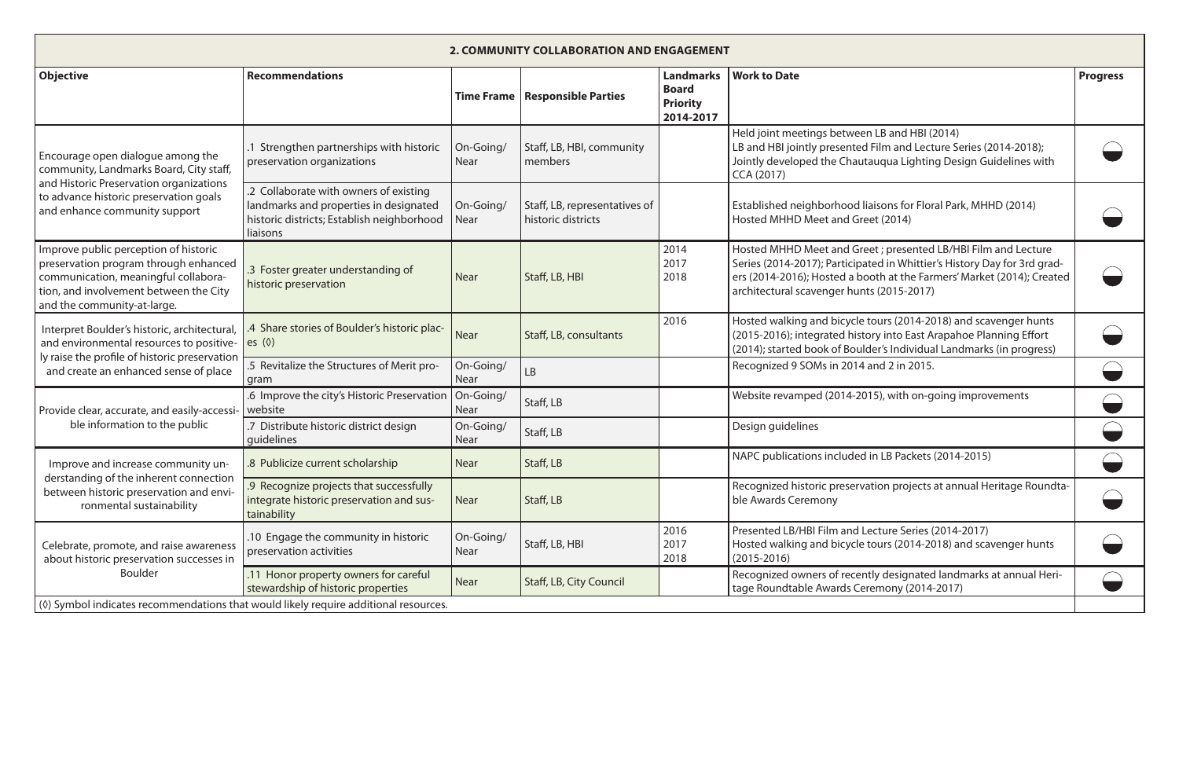| 2. COMMUNITY COLLABORATION AND ENGAGEMENT | | | | | | |
|---|---|---|---|---|---|---|
| **Objective** | **Recommendations** | **Time Frame** | **Responsible Parties** | **Landmarks Board Priority 2014-2017** | **Work to Date** | **Progress** |
| Encourage open dialogue among the community, Landmarks Board, City staff, and Historic Preservation organizations to advance historic preservation goals and enhance community support | .1 Strengthen partnerships with historic preservation organizations | On-Going/ Near | Staff, LB, HBI, community members | | Held joint meetings between LB and HBI (2014) LB and HBI jointly presented Film and Lecture Series (2014-2018); Jointly developed the Chautauqua Lighting Design Guidelines with CCA (2017) | |
| | .2 Collaborate with owners of existing landmarks and properties in designated historic districts; Establish neighborhood liaisons | On-Going/ Near | Staff, LB, representatives of historic districts | | Established neighborhood liaisons for Floral Park, MHHD (2014) Hosted MHHD Meet and Greet (2014) | |
| Improve public perception of historic preservation program through enhanced communication, meaningful collaboration, and involvement between the City and the community-at-large. | .3 Foster greater understanding of historic preservation | Near | Staff, LB, HBI | 2014 2017 2018 | Hosted MHHD Meet and Greet ; presented LB/HBI Film and Lecture Series (2014-2017); Participated in Whittier's History Day for 3rd graders (2014-2016); Hosted a booth at the Farmers' Market (2014); Created architectural scavenger hunts (2015-2017) | |
| Interpret Boulder's historic, architectural, and environmental resources to positively raise the profile of historic preservation and create an enhanced sense of place | .4 Share stories of Boulder's historic places (◊) | Near | Staff, LB, consultants | 2016 | Hosted walking and bicycle tours (2014-2018) and scavenger hunts (2015-2016); integrated history into East Arapahoe Planning Effort (2014); started book of Boulder's Individual Landmarks (in progress) | |
| | .5 Revitalize the Structures of Merit program | On-Going/ Near | LB | | Recognized 9 SOMs in 2014 and 2 in 2015. | |
| Provide clear, accurate, and easily-accessible information to the public | .6 Improve the city's Historic Preservation website | On-Going/ Near | Staff, LB | | Website revamped (2014-2015), with on-going improvements | |
| | .7 Distribute historic district design guidelines | On-Going/ Near | Staff, LB | | Design guidelines | |
| Improve and increase community understanding of the inherent connection between historic preservation and environmental sustainability | .8 Publicize current scholarship | Near | Staff, LB | | NAPC publications included in LB Packets (2014-2015) | |
| | .9 Recognize projects that successfully integrate historic preservation and sustainability | Near | Staff, LB | | Recognized historic preservation projects at annual Heritage Roundtable Awards Ceremony | |
| Celebrate, promote, and raise awareness about historic preservation successes in Boulder | .10 Engage the community in historic preservation activities | On-Going/ Near | Staff, LB, HBI | 2016 2017 2018 | Presented LB/HBI Film and Lecture Series (2014-2017) Hosted walking and bicycle tours (2014-2018) and scavenger hunts (2015-2016) | |
| | .11 Honor property owners for careful stewardship of historic properties | Near | Staff, LB, City Council | | Recognized owners of recently designated landmarks at annual Heritage Roundtable Awards Ceremony (2014-2017) | |
| (◊) Symbol indicates recommendations that would likely require additional resources. | | | | | | |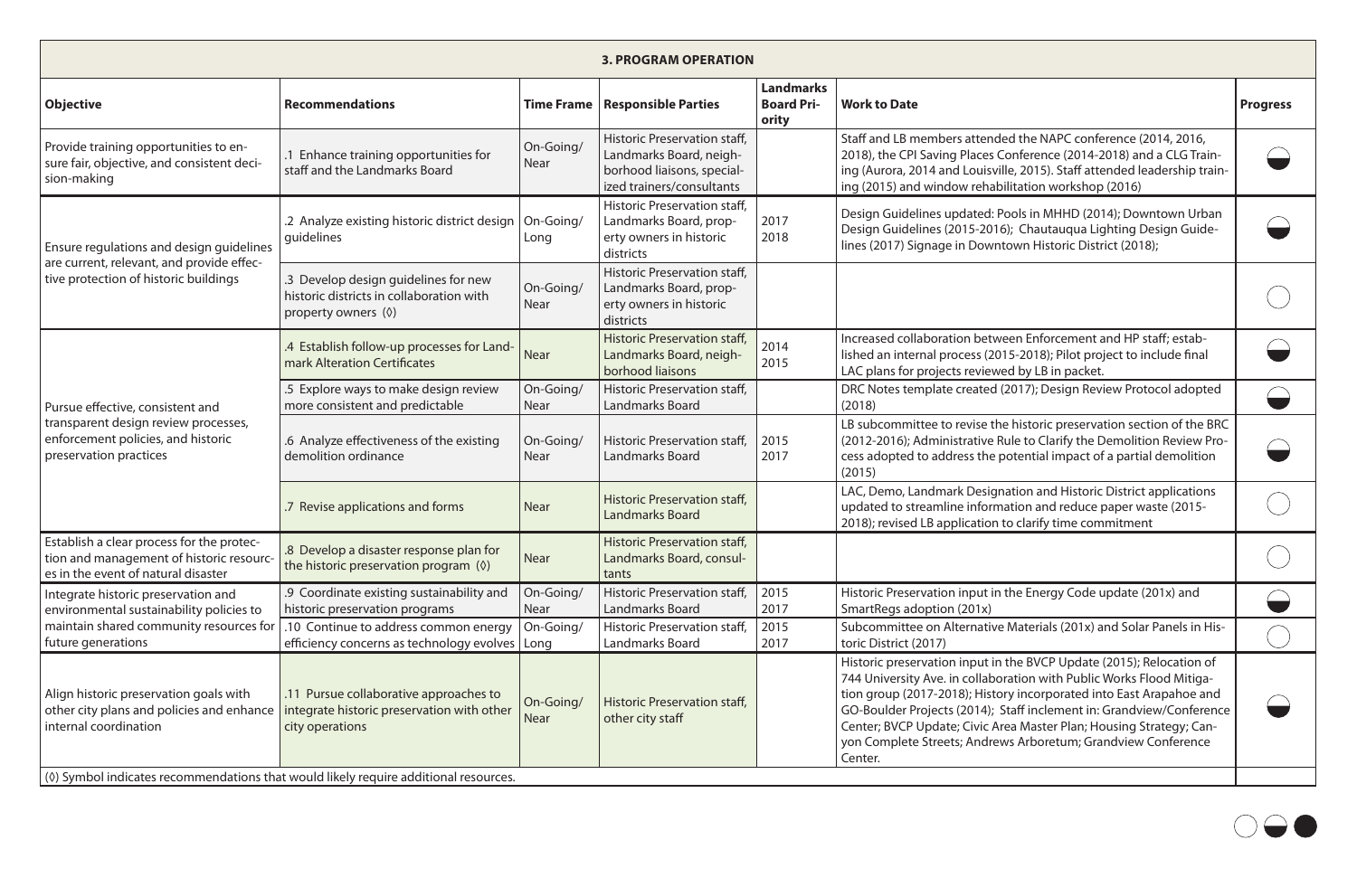| 3. PROGRAM OPERATION | | | | | | |
|---|---|---|---|---|---|---|
| **Objective** | **Recommendations** | **Time Frame** | **Responsible Parties** | **Landmarks Board Priority** | **Work to Date** | **Progress** |
| Provide training opportunities to ensure fair, objective, and consistent decision-making | .1 Enhance training opportunities for staff and the Landmarks Board | On-Going/ Near | Historic Preservation staff, Landmarks Board, neighborhood liaisons, specialized trainers/consultants | | Staff and LB members attended the NAPC conference (2014, 2016, 2018), the CPI Saving Places Conference (2014-2018) and a CLG Training (Aurora, 2014 and Louisville, 2015). Staff attended leadership training (2015) and window rehabilitation workshop (2016) | ◒ |
| Ensure regulations and design guidelines are current, relevant, and provide effective protection of historic buildings | .2 Analyze existing historic district design guidelines | On-Going/ Long | Historic Preservation staff, Landmarks Board, property owners in historic districts | 2017 2018 | Design Guidelines updated: Pools in MHHD (2014); Downtown Urban Design Guidelines (2015-2016); Chautauqua Lighting Design Guidelines (2017) Signage in Downtown Historic District (2018); | ◒ |
| | .3 Develop design guidelines for new historic districts in collaboration with property owners (◊) | On-Going/ Near | Historic Preservation staff, Landmarks Board, property owners in historic districts | | | ○ |
| Pursue effective, consistent and transparent design review processes, enforcement policies, and historic preservation practices | .4 Establish follow-up processes for Landmark Alteration Certificates | Near | Historic Preservation staff, Landmarks Board, neighborhood liaisons | 2014 2015 | Increased collaboration between Enforcement and HP staff; established an internal process (2015-2018); Pilot project to include final LAC plans for projects reviewed by LB in packet. | ◒ |
| | .5 Explore ways to make design review more consistent and predictable | On-Going/ Near | Historic Preservation staff, Landmarks Board | | DRC Notes template created (2017); Design Review Protocol adopted (2018) | ◒ |
| | .6 Analyze effectiveness of the existing demolition ordinance | On-Going/ Near | Historic Preservation staff, Landmarks Board | 2015 2017 | LB subcommittee to revise the historic preservation section of the BRC (2012-2016); Administrative Rule to Clarify the Demolition Review Process adopted to address the potential impact of a partial demolition (2015) | ◒ |
| | .7 Revise applications and forms | Near | Historic Preservation staff, Landmarks Board | | LAC, Demo, Landmark Designation and Historic District applications updated to streamline information and reduce paper waste (2015-2018); revised LB application to clarify time commitment | ○ |
| Establish a clear process for the protection and management of historic resources in the event of natural disaster | .8 Develop a disaster response plan for the historic preservation program (◊) | Near | Historic Preservation staff, Landmarks Board, consultants | | | ○ |
| Integrate historic preservation and environmental sustainability policies to maintain shared community resources for future generations | .9 Coordinate existing sustainability and historic preservation programs | On-Going/ Near | Historic Preservation staff, Landmarks Board | 2015 2017 | Historic Preservation input in the Energy Code update (201x) and SmartRegs adoption (201x) | ◒ |
| | .10 Continue to address common energy efficiency concerns as technology evolves | On-Going/ Long | Historic Preservation staff, Landmarks Board | 2015 2017 | Subcommittee on Alternative Materials (201x) and Solar Panels in Historic District (2017) | ○ |
| Align historic preservation goals with other city plans and policies and enhance internal coordination | .11 Pursue collaborative approaches to integrate historic preservation with other city operations | On-Going/ Near | Historic Preservation staff, other city staff | | Historic preservation input in the BVCP Update (2015); Relocation of 744 University Ave. in collaboration with Public Works Flood Mitigation group (2017-2018); History incorporated into East Arapahoe and GO-Boulder Projects (2014); Staff inclement in: Grandview/Conference Center; BVCP Update; Civic Area Master Plan; Housing Strategy; Canyon Complete Streets; Andrews Arboretum; Grandview Conference Center. | ◒ |
| (◊) Symbol indicates recommendations that would likely require additional resources. | | | | | | |

○ ◒ ●